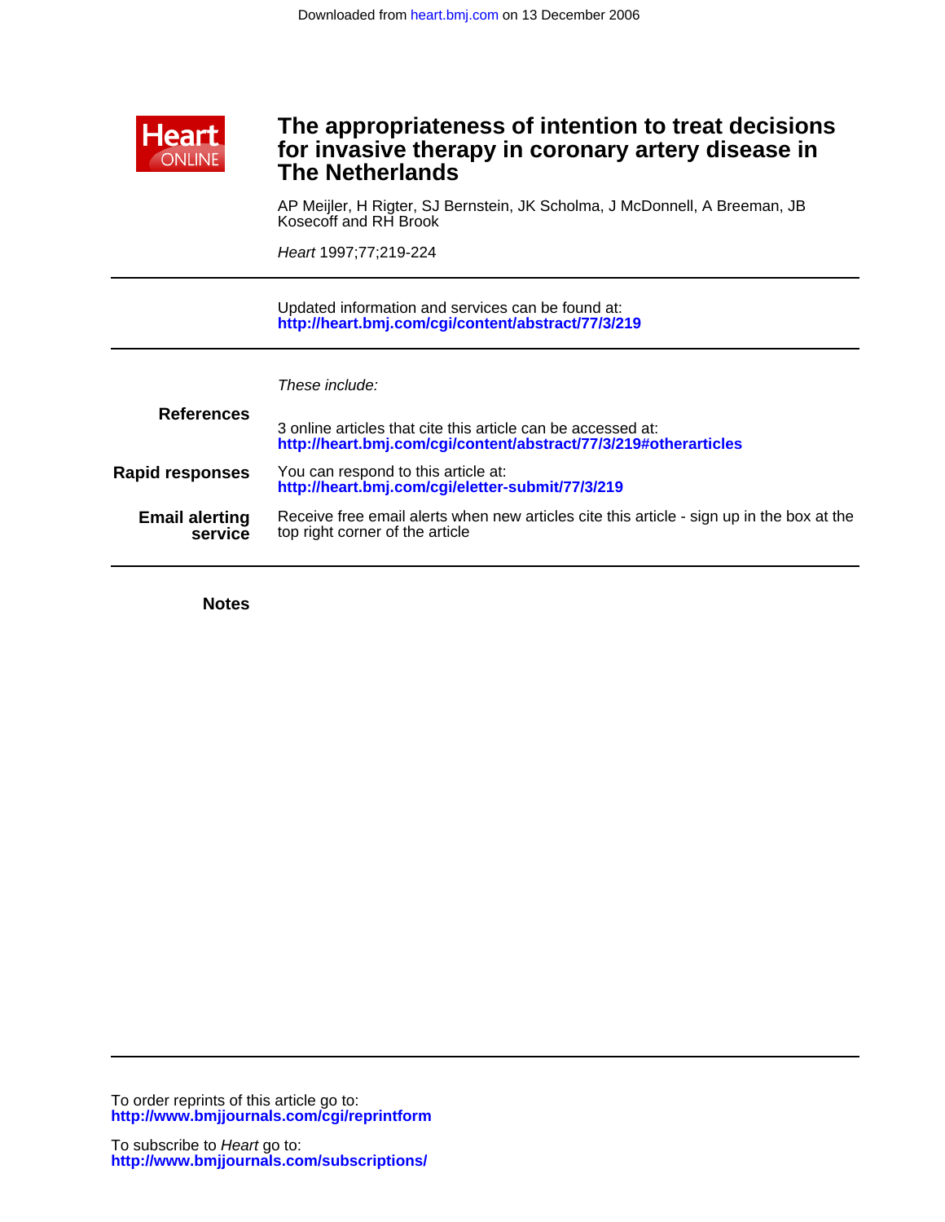Downloaded from heart.bmj.com on 13 December 2006

# The appropriateness of intention to treat decisions for invasive therapy in coronary artery disease in The Netherlands

AP Meijler, H Rigter, SJ Bernstein, JK Scholma, J McDonnell, A Breeman, JB Kosecoff and RH Brook

*Heart* 1997;77;219-224

Updated information and services can be found at:
**http://heart.bmj.com/cgi/content/abstract/77/3/219**

*These include:*

**References**

3 online articles that cite this article can be accessed at:
**http://heart.bmj.com/cgi/content/abstract/77/3/219#otherarticles**

**Rapid responses**

You can respond to this article at:
**http://heart.bmj.com/cgi/eletter-submit/77/3/219**

**Email alerting service**

Receive free email alerts when new articles cite this article - sign up in the box at the top right corner of the article

**Notes**

To order reprints of this article go to:
**http://www.bmjjournals.com/cgi/reprintform**

To subscribe to *Heart* go to:
**http://www.bmjjournals.com/subscriptions/**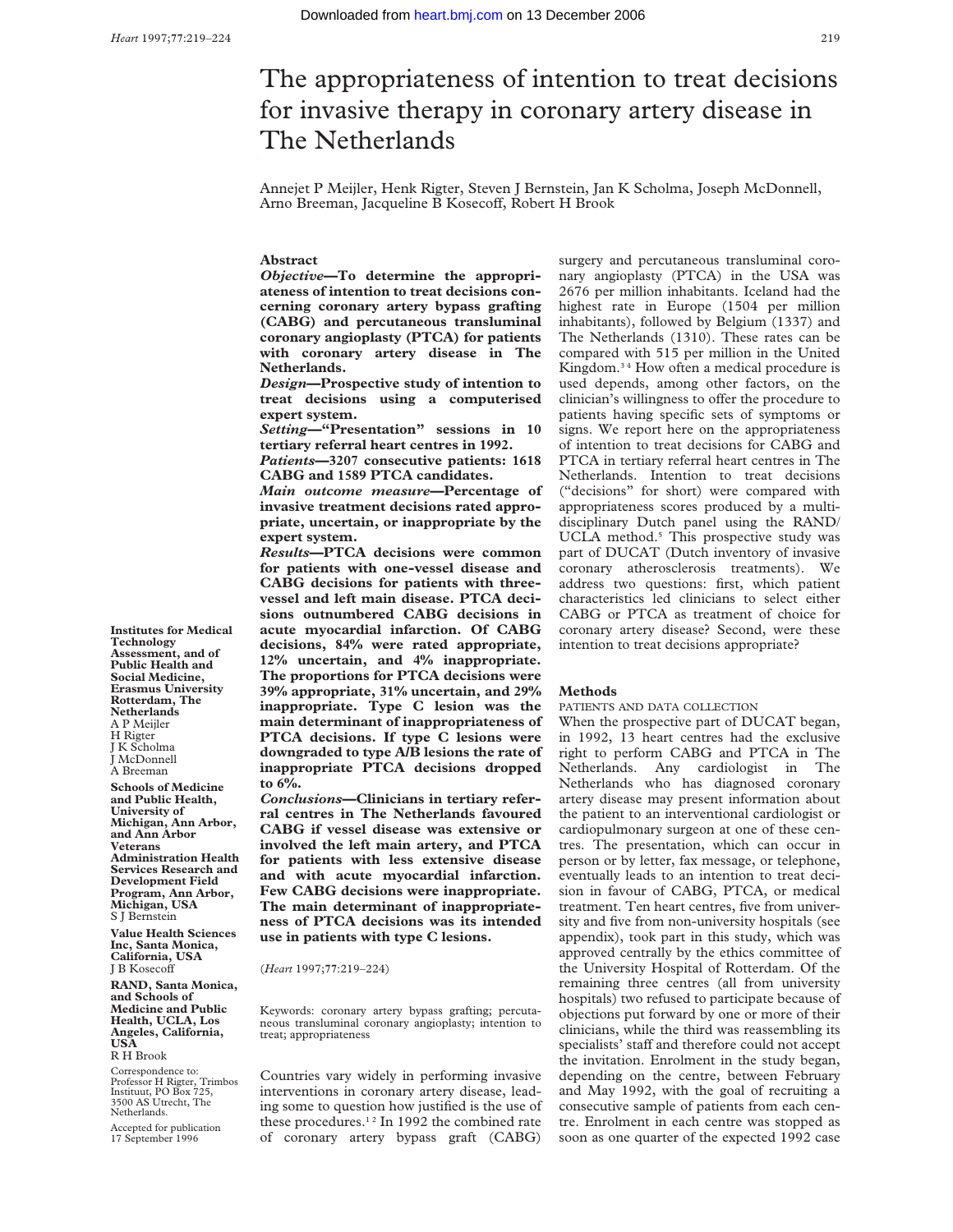# The appropriateness of intention to treat decisions for invasive therapy in coronary artery disease in The Netherlands

Annejet P Meijler, Henk Rigter, Steven J Bernstein, Jan K Scholma, Joseph McDonnell, Arno Breeman, Jacqueline B Kosecoff, Robert H Brook

**Institutes for Medical Technology Assessment, and of Public Health and Social Medicine, Erasmus University Rotterdam, The Netherlands**
A P Meijler
H Rigter
J K Scholma
J McDonnell
A Breeman

**Schools of Medicine and Public Health, University of Michigan, Ann Arbor, and Ann Arbor Veterans Administration Health Services Research and Development Field Program, Ann Arbor, Michigan, USA**
S J Bernstein

**Value Health Sciences Inc, Santa Monica, California, USA**
J B Kosecoff

**RAND, Santa Monica, and Schools of Medicine and Public Health, UCLA, Los Angeles, California, USA**
R H Brook

Correspondence to: Professor H Rigter, Trimbos Instituut, PO Box 725, 3500 AS Utrecht, The Netherlands.

Accepted for publication 17 September 1996

## Abstract

***Objective*—To determine the appropriateness of intention to treat decisions concerning coronary artery bypass grafting (CABG) and percutaneous transluminal coronary angioplasty (PTCA) for patients with coronary artery disease in The Netherlands.**

***Design*—Prospective study of intention to treat decisions using a computerised expert system.**

***Setting*—"Presentation" sessions in 10 tertiary referral heart centres in 1992.**

***Patients*—3207 consecutive patients: 1618 CABG and 1589 PTCA candidates.**

***Main outcome measure*—Percentage of invasive treatment decisions rated appropriate, uncertain, or inappropriate by the expert system.**

***Results*—PTCA decisions were common for patients with one-vessel disease and CABG decisions for patients with three-vessel and left main disease. PTCA decisions outnumbered CABG decisions in acute myocardial infarction. Of CABG decisions, 84% were rated appropriate, 12% uncertain, and 4% inappropriate. The proportions for PTCA decisions were 39% appropriate, 31% uncertain, and 29% inappropriate. Type C lesion was the main determinant of inappropriateness of PTCA decisions. If type C lesions were downgraded to type A/B lesions the rate of inappropriate PTCA decisions dropped to 6%.**

***Conclusions*—Clinicians in tertiary referral centres in The Netherlands favoured CABG if vessel disease was extensive or involved the left main artery, and PTCA for patients with less extensive disease and with acute myocardial infarction. Few CABG decisions were inappropriate. The main determinant of inappropriateness of PTCA decisions was its intended use in patients with type C lesions.**

(*Heart* 1997;77:219–224)

Keywords: coronary artery bypass grafting; percutaneous transluminal coronary angioplasty; intention to treat; appropriateness

Countries vary widely in performing invasive interventions in coronary artery disease, leading some to question how justified is the use of these procedures.[1,2] In 1992 the combined rate of coronary artery bypass graft (CABG) surgery and percutaneous transluminal coronary angioplasty (PTCA) in the USA was 2676 per million inhabitants. Iceland had the highest rate in Europe (1504 per million inhabitants), followed by Belgium (1337) and The Netherlands (1310). These rates can be compared with 515 per million in the United Kingdom.[3,4] How often a medical procedure is used depends, among other factors, on the clinician's willingness to offer the procedure to patients having specific sets of symptoms or signs. We report here on the appropriateness of intention to treat decisions for CABG and PTCA in tertiary referral heart centres in The Netherlands. Intention to treat decisions ("decisions" for short) were compared with appropriateness scores produced by a multidisciplinary Dutch panel using the RAND/UCLA method.[5] This prospective study was part of DUCAT (Dutch inventory of invasive coronary atherosclerosis treatments). We address two questions: first, which patient characteristics led clinicians to select either CABG or PTCA as treatment of choice for coronary artery disease? Second, were these intention to treat decisions appropriate?

## Methods

### PATIENTS AND DATA COLLECTION

When the prospective part of DUCAT began, in 1992, 13 heart centres had the exclusive right to perform CABG and PTCA in The Netherlands. Any cardiologist in The Netherlands who has diagnosed coronary artery disease may present information about the patient to an interventional cardiologist or cardiopulmonary surgeon at one of these centres. The presentation, which can occur in person or by letter, fax message, or telephone, eventually leads to an intention to treat decision in favour of CABG, PTCA, or medical treatment. Ten heart centres, five from university and five from non-university hospitals (see appendix), took part in this study, which was approved centrally by the ethics committee of the University Hospital of Rotterdam. Of the remaining three centres (all from university hospitals) two refused to participate because of objections put forward by one or more of their clinicians, while the third was reassembling its specialists' staff and therefore could not accept the invitation. Enrolment in the study began, depending on the centre, between February and May 1992, with the goal of recruiting a consecutive sample of patients from each centre. Enrolment in each centre was stopped as soon as one quarter of the expected 1992 case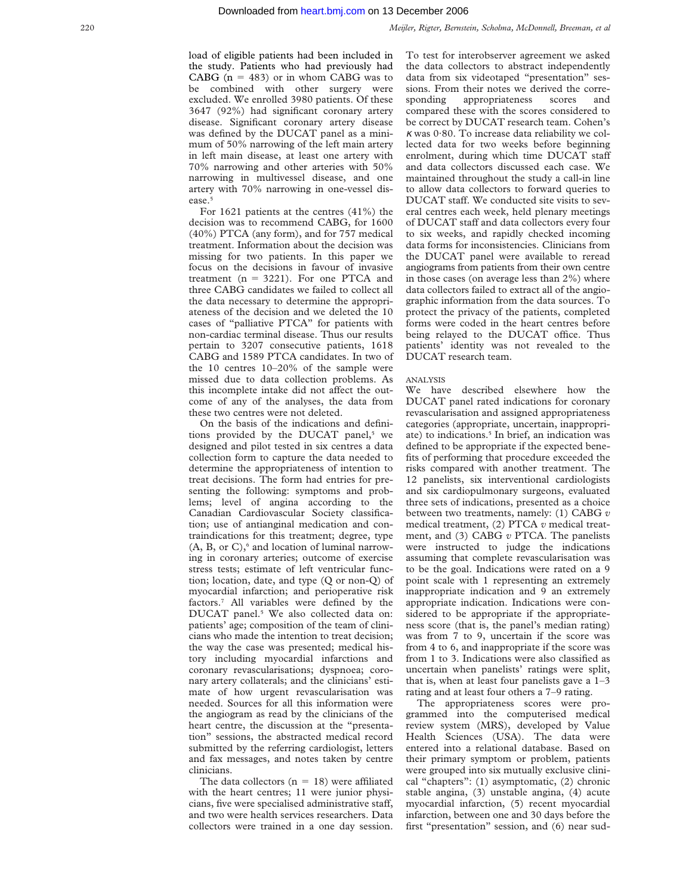load of eligible patients had been included in the study. Patients who had previously had CABG (n = 483) or in whom CABG was to be combined with other surgery were excluded. We enrolled 3980 patients. Of these 3647 (92%) had significant coronary artery disease. Significant coronary artery disease was defined by the DUCAT panel as a minimum of 50% narrowing of the left main artery in left main disease, at least one artery with 70% narrowing and other arteries with 50% narrowing in multivessel disease, and one artery with 70% narrowing in one-vessel disease.[5]

For 1621 patients at the centres (41%) the decision was to recommend CABG, for 1600 (40%) PTCA (any form), and for 757 medical treatment. Information about the decision was missing for two patients. In this paper we focus on the decisions in favour of invasive treatment (n = 3221). For one PTCA and three CABG candidates we failed to collect all the data necessary to determine the appropriateness of the decision and we deleted the 10 cases of "palliative PTCA" for patients with non-cardiac terminal disease. Thus our results pertain to 3207 consecutive patients, 1618 CABG and 1589 PTCA candidates. In two of the 10 centres 10–20% of the sample were missed due to data collection problems. As this incomplete intake did not affect the outcome of any of the analyses, the data from these two centres were not deleted.

On the basis of the indications and definitions provided by the DUCAT panel,[5] we designed and pilot tested in six centres a data collection form to capture the data needed to determine the appropriateness of intention to treat decisions. The form had entries for presenting the following: symptoms and problems; level of angina according to the Canadian Cardiovascular Society classification; use of antianginal medication and contraindications for this treatment; degree, type (A, B, or C),[6] and location of luminal narrowing in coronary arteries; outcome of exercise stress tests; estimate of left ventricular function; location, date, and type (Q or non-Q) of myocardial infarction; and perioperative risk factors.[7] All variables were defined by the DUCAT panel.[5] We also collected data on: patients' age; composition of the team of clinicians who made the intention to treat decision; the way the case was presented; medical history including myocardial infarctions and coronary revascularisations; dyspnoea; coronary artery collaterals; and the clinicians' estimate of how urgent revascularisation was needed. Sources for all this information were the angiogram as read by the clinicians of the heart centre, the discussion at the "presentation" sessions, the abstracted medical record submitted by the referring cardiologist, letters and fax messages, and notes taken by centre clinicians.

The data collectors (n = 18) were affiliated with the heart centres; 11 were junior physicians, five were specialised administrative staff, and two were health services researchers. Data collectors were trained in a one day session. To test for interobserver agreement we asked the data collectors to abstract independently data from six videotaped "presentation" sessions. From their notes we derived the corresponding appropriateness scores and compared these with the scores considered to be correct by DUCAT research team. Cohen's $\kappa$ was 0·80. To increase data reliability we collected data for two weeks before beginning enrolment, during which time DUCAT staff and data collectors discussed each case. We maintained throughout the study a call-in line to allow data collectors to forward queries to DUCAT staff. We conducted site visits to several centres each week, held plenary meetings of DUCAT staff and data collectors every four to six weeks, and rapidly checked incoming data forms for inconsistencies. Clinicians from the DUCAT panel were available to reread angiograms from patients from their own centre in those cases (on average less than 2%) where data collectors failed to extract all of the angiographic information from the data sources. To protect the privacy of the patients, completed forms were coded in the heart centres before being relayed to the DUCAT office. Thus patients' identity was not revealed to the DUCAT research team.

## ANALYSIS

We have described elsewhere how the DUCAT panel rated indications for coronary revascularisation and assigned appropriateness categories (appropriate, uncertain, inappropriate) to indications.[5] In brief, an indication was defined to be appropriate if the expected benefits of performing that procedure exceeded the risks compared with another treatment. The 12 panelists, six interventional cardiologists and six cardiopulmonary surgeons, evaluated three sets of indications, presented as a choice between two treatments, namely: (1) CABG *v* medical treatment, (2) PTCA *v* medical treatment, and (3) CABG *v* PTCA. The panelists were instructed to judge the indications assuming that complete revascularisation was to be the goal. Indications were rated on a 9 point scale with 1 representing an extremely inappropriate indication and 9 an extremely appropriate indication. Indications were considered to be appropriate if the appropriateness score (that is, the panel's median rating) was from 7 to 9, uncertain if the score was from 4 to 6, and inappropriate if the score was from 1 to 3. Indications were also classified as uncertain when panelists' ratings were split, that is, when at least four panelists gave a 1–3 rating and at least four others a 7–9 rating.

The appropriateness scores were programmed into the computerised medical review system (MRS), developed by Value Health Sciences (USA). The data were entered into a relational database. Based on their primary symptom or problem, patients were grouped into six mutually exclusive clinical "chapters": (1) asymptomatic, (2) chronic stable angina, (3) unstable angina, (4) acute myocardial infarction, (5) recent myocardial infarction, between one and 30 days before the first "presentation" session, and (6) near sud-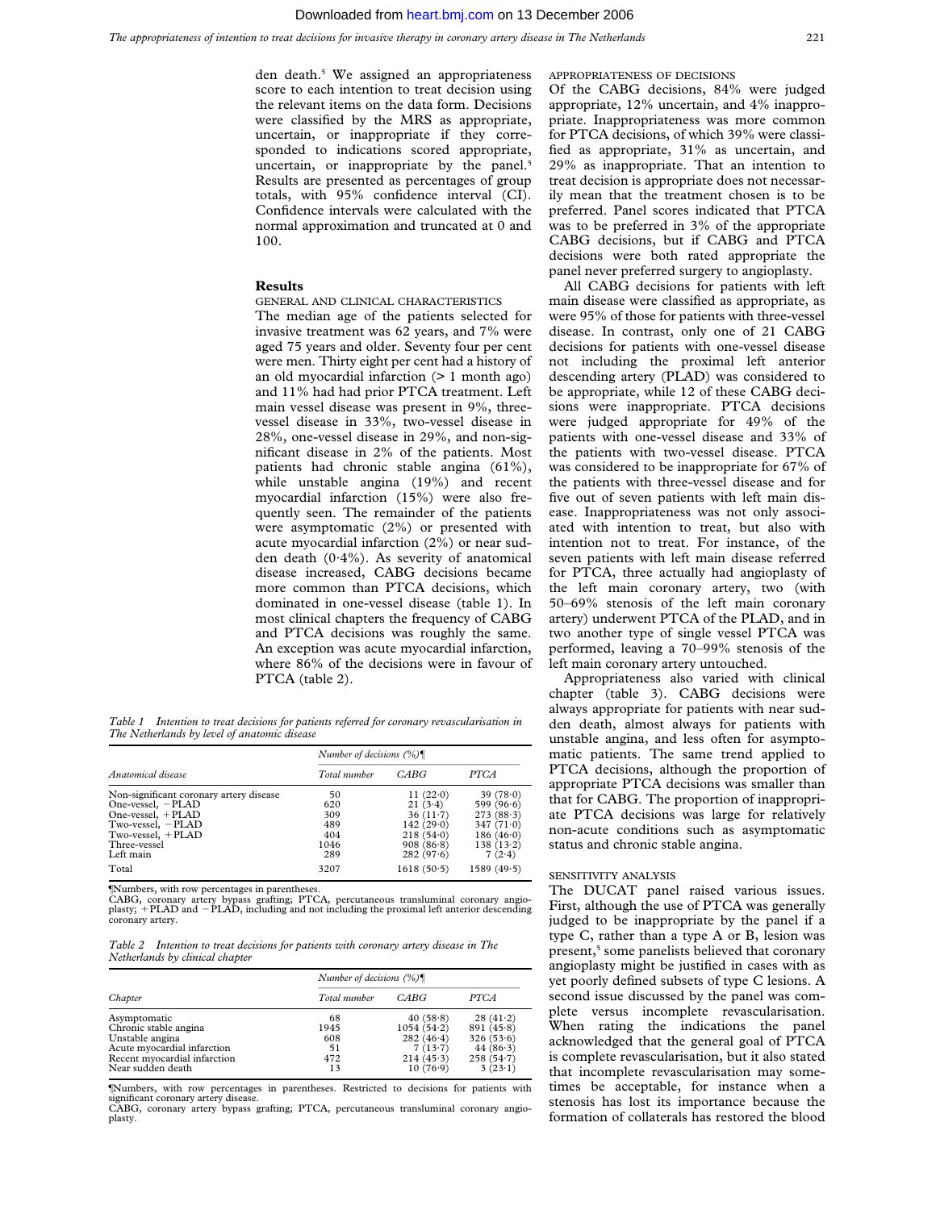den death.[5] We assigned an appropriateness score to each intention to treat decision using the relevant items on the data form. Decisions were classified by the MRS as appropriate, uncertain, or inappropriate if they corresponded to indications scored appropriate, uncertain, or inappropriate by the panel.[5] Results are presented as percentages of group totals, with 95% confidence interval (CI). Confidence intervals were calculated with the normal approximation and truncated at 0 and 100.

## Results

### GENERAL AND CLINICAL CHARACTERISTICS

The median age of the patients selected for invasive treatment was 62 years, and 7% were aged 75 years and older. Seventy four per cent were men. Thirty eight per cent had a history of an old myocardial infarction (> 1 month ago) and 11% had had prior PTCA treatment. Left main vessel disease was present in 9%, three-vessel disease in 33%, two-vessel disease in 28%, one-vessel disease in 29%, and non-significant disease in 2% of the patients. Most patients had chronic stable angina (61%), while unstable angina (19%) and recent myocardial infarction (15%) were also frequently seen. The remainder of the patients were asymptomatic (2%) or presented with acute myocardial infarction (2%) or near sudden death (0·4%). As severity of anatomical disease increased, CABG decisions became more common than PTCA decisions, which dominated in one-vessel disease (table 1). In most clinical chapters the frequency of CABG and PTCA decisions was roughly the same. An exception was acute myocardial infarction, where 86% of the decisions were in favour of PTCA (table 2).

*Table 1 Intention to treat decisions for patients referred for coronary revascularisation in The Netherlands by level of anatomic disease*

| Anatomical disease | Number of decisions (%)¶ | | |
|---|---|---|---|
| | Total number | CABG | PTCA |
| Non-significant coronary artery disease | 50 | 11 (22·0) | 39 (78·0) |
| One-vessel, −PLAD | 620 | 21 (3·4) | 599 (96·6) |
| One-vessel, +PLAD | 309 | 36 (11·7) | 273 (88·3) |
| Two-vessel, −PLAD | 489 | 142 (29·0) | 347 (71·0) |
| Two-vessel, +PLAD | 404 | 218 (54·0) | 186 (46·0) |
| Three-vessel | 1046 | 908 (86·8) | 138 (13·2) |
| Left main | 289 | 282 (97·6) | 7 (2·4) |
| Total | 3207 | 1618 (50·5) | 1589 (49·5) |

¶Numbers, with row percentages in parentheses.
CABG, coronary artery bypass grafting; PTCA, percutaneous transluminal coronary angioplasty; +PLAD and −PLAD, including and not including the proximal left anterior descending coronary artery.

*Table 2 Intention to treat decisions for patients with coronary artery disease in The Netherlands by clinical chapter*

| Chapter | Number of decisions (%)¶ | | |
|---|---|---|---|
| | Total number | CABG | PTCA |
| Asymptomatic | 68 | 40 (58·8) | 28 (41·2) |
| Chronic stable angina | 1945 | 1054 (54·2) | 891 (45·8) |
| Unstable angina | 608 | 282 (46·4) | 326 (53·6) |
| Acute myocardial infarction | 51 | 7 (13·7) | 44 (86·3) |
| Recent myocardial infarction | 472 | 214 (45·3) | 258 (54·7) |
| Near sudden death | 13 | 10 (76·9) | 3 (23·1) |

¶Numbers, with row percentages in parentheses. Restricted to decisions for patients with significant coronary artery disease.
CABG, coronary artery bypass grafting; PTCA, percutaneous transluminal coronary angioplasty.

### APPROPRIATENESS OF DECISIONS

Of the CABG decisions, 84% were judged appropriate, 12% uncertain, and 4% inappropriate. Inappropriateness was more common for PTCA decisions, of which 39% were classified as appropriate, 31% as uncertain, and 29% as inappropriate. That an intention to treat decision is appropriate does not necessarily mean that the treatment chosen is to be preferred. Panel scores indicated that PTCA was to be preferred in 3% of the appropriate CABG decisions, but if CABG and PTCA decisions were both rated appropriate the panel never preferred surgery to angioplasty.

All CABG decisions for patients with left main disease were classified as appropriate, as were 95% of those for patients with three-vessel disease. In contrast, only one of 21 CABG decisions for patients with one-vessel disease not including the proximal left anterior descending artery (PLAD) was considered to be appropriate, while 12 of these CABG decisions were inappropriate. PTCA decisions were judged appropriate for 49% of the patients with one-vessel disease and 33% of the patients with two-vessel disease. PTCA was considered to be inappropriate for 67% of the patients with three-vessel disease and for five out of seven patients with left main disease. Inappropriateness was not only associated with intention to treat, but also with intention not to treat. For instance, of the seven patients with left main disease referred for PTCA, three actually had angioplasty of the left main coronary artery, two (with 50–69% stenosis of the left main coronary artery) underwent PTCA of the PLAD, and in two another type of single vessel PTCA was performed, leaving a 70–99% stenosis of the left main coronary artery untouched.

Appropriateness also varied with clinical chapter (table 3). CABG decisions were always appropriate for patients with near sudden death, almost always for patients with unstable angina, and less often for asymptomatic patients. The same trend applied to PTCA decisions, although the proportion of appropriate PTCA decisions was smaller than that for CABG. The proportion of inappropriate PTCA decisions was large for relatively non-acute conditions such as asymptomatic status and chronic stable angina.

### SENSITIVITY ANALYSIS

The DUCAT panel raised various issues. First, although the use of PTCA was generally judged to be inappropriate by the panel if a type C, rather than a type A or B, lesion was present,[5] some panelists believed that coronary angioplasty might be justified in cases with as yet poorly defined subsets of type C lesions. A second issue discussed by the panel was complete versus incomplete revascularisation. When rating the indications the panel acknowledged that the general goal of PTCA is complete revascularisation, but it also stated that incomplete revascularisation may sometimes be acceptable, for instance when a stenosis has lost its importance because the formation of collaterals has restored the blood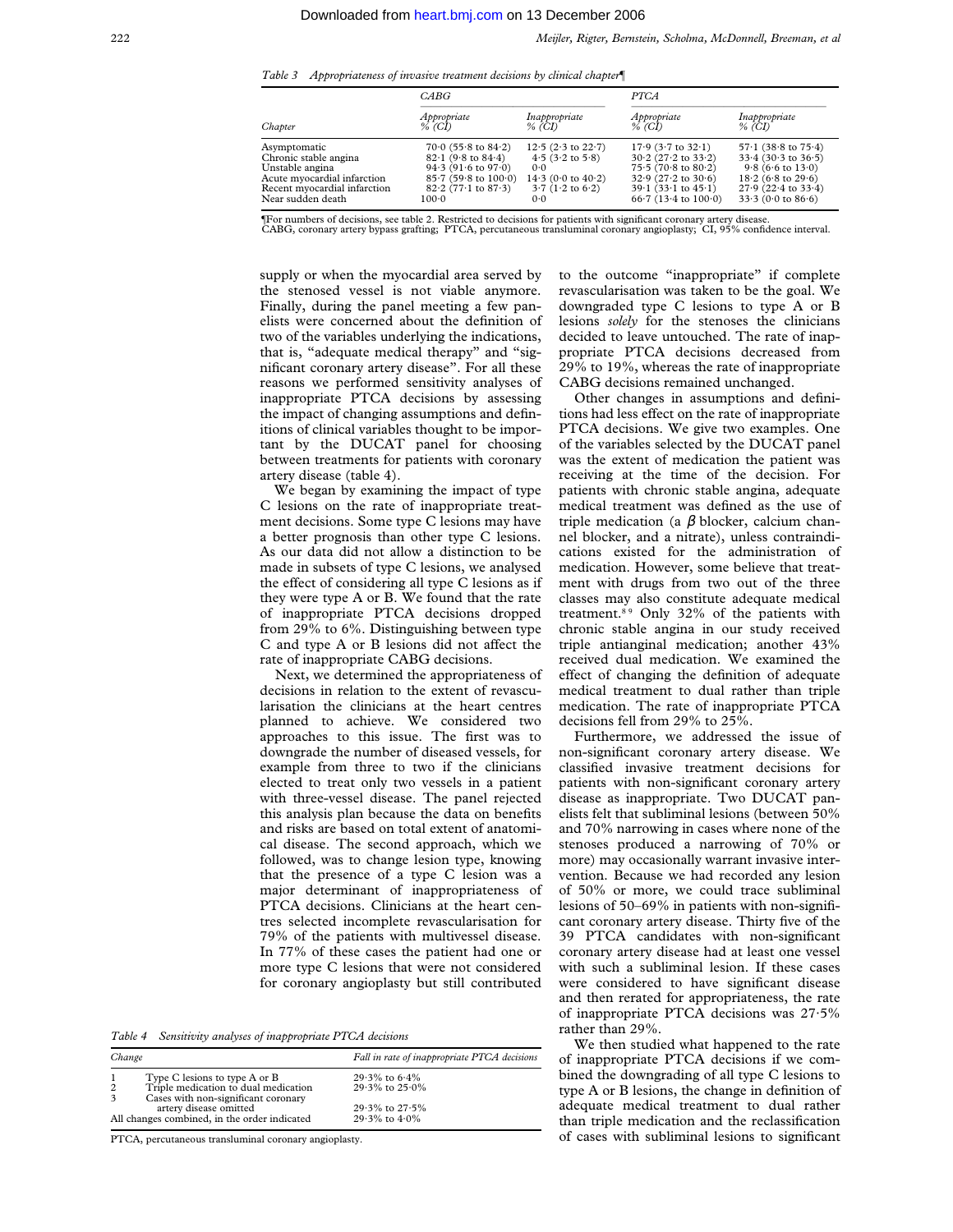*Table 3 Appropriateness of invasive treatment decisions by clinical chapter¶*

| Chapter | CABG | | PTCA | |
|---|---|---|---|---|
| | *Appropriate* % (CI) | *Inappropriate* % (CI) | *Appropriate* % (CI) | *Inappropriate* % (CI) |
| Asymptomatic | 70·0 (55·8 to 84·2) | 12·5 (2·3 to 22·7) | 17·9 (3·7 to 32·1) | 57·1 (38·8 to 75·4) |
| Chronic stable angina | 82·1 (9·8 to 84·4) | 4·5 (3·2 to 5·8) | 30·2 (27·2 to 33·2) | 33·4 (30·3 to 36·5) |
| Unstable angina | 94·3 (91·6 to 97·0) | 0·0 | 75·5 (70·8 to 80·2) | 9·8 (6·6 to 13·0) |
| Acute myocardial infarction | 85·7 (59·8 to 100·0) | 14·3 (0·0 to 40·2) | 32·9 (27·2 to 30·6) | 18·2 (6·8 to 29·6) |
| Recent myocardial infarction | 82·2 (77·1 to 87·3) | 3·7 (1·2 to 6·2) | 39·1 (33·1 to 45·1) | 27·9 (22·4 to 33·4) |
| Near sudden death | 100·0 | 0·0 | 66·7 (13·4 to 100·0) | 33·3 (0·0 to 86·6) |

¶For numbers of decisions, see table 2. Restricted to decisions for patients with significant coronary artery disease.
CABG, coronary artery bypass grafting; PTCA, percutaneous transluminal coronary angioplasty; CI, 95% confidence interval.

supply or when the myocardial area served by the stenosed vessel is not viable anymore. Finally, during the panel meeting a few panelists were concerned about the definition of two of the variables underlying the indications, that is, "adequate medical therapy" and "significant coronary artery disease". For all these reasons we performed sensitivity analyses of inappropriate PTCA decisions by assessing the impact of changing assumptions and definitions of clinical variables thought to be important by the DUCAT panel for choosing between treatments for patients with coronary artery disease (table 4).

We began by examining the impact of type C lesions on the rate of inappropriate treatment decisions. Some type C lesions may have a better prognosis than other type C lesions. As our data did not allow a distinction to be made in subsets of type C lesions, we analysed the effect of considering all type C lesions as if they were type A or B. We found that the rate of inappropriate PTCA decisions dropped from 29% to 6%. Distinguishing between type C and type A or B lesions did not affect the rate of inappropriate CABG decisions.

Next, we determined the appropriateness of decisions in relation to the extent of revascularisation the clinicians at the heart centres planned to achieve. We considered two approaches to this issue. The first was to downgrade the number of diseased vessels, for example from three to two if the clinicians elected to treat only two vessels in a patient with three-vessel disease. The panel rejected this analysis plan because the data on benefits and risks are based on total extent of anatomical disease. The second approach, which we followed, was to change lesion type, knowing that the presence of a type C lesion was a major determinant of inappropriateness of PTCA decisions. Clinicians at the heart centres selected incomplete revascularisation for 79% of the patients with multivessel disease. In 77% of these cases the patient had one or more type C lesions that were not considered for coronary angioplasty but still contributed to the outcome "inappropriate" if complete revascularisation was taken to be the goal. We downgraded type C lesions to type A or B lesions *solely* for the stenoses the clinicians decided to leave untouched. The rate of inappropriate PTCA decisions decreased from 29% to 19%, whereas the rate of inappropriate CABG decisions remained unchanged.

Other changes in assumptions and definitions had less effect on the rate of inappropriate PTCA decisions. We give two examples. One of the variables selected by the DUCAT panel was the extent of medication the patient was receiving at the time of the decision. For patients with chronic stable angina, adequate medical treatment was defined as the use of triple medication (a $\beta$ blocker, calcium channel blocker, and a nitrate), unless contraindications existed for the administration of medication. However, some believe that treatment with drugs from two out of the three classes may also constitute adequate medical treatment.[8 9] Only 32% of the patients with chronic stable angina in our study received triple antianginal medication; another 43% received dual medication. We examined the effect of changing the definition of adequate medical treatment to dual rather than triple medication. The rate of inappropriate PTCA decisions fell from 29% to 25%.

Furthermore, we addressed the issue of non-significant coronary artery disease. We classified invasive treatment decisions for patients with non-significant coronary artery disease as inappropriate. Two DUCAT panelists felt that subliminal lesions (between 50% and 70% narrowing in cases where none of the stenoses produced a narrowing of 70% or more) may occasionally warrant invasive intervention. Because we had recorded any lesion of 50% or more, we could trace subliminal lesions of 50–69% in patients with non-significant coronary artery disease. Thirty five of the 39 PTCA candidates with non-significant coronary artery disease had at least one vessel with such a subliminal lesion. If these cases were considered to have significant disease and then rerated for appropriateness, the rate of inappropriate PTCA decisions was 27·5% rather than 29%.

We then studied what happened to the rate of inappropriate PTCA decisions if we combined the downgrading of all type C lesions to type A or B lesions, the change in definition of adequate medical treatment to dual rather than triple medication and the reclassification of cases with subliminal lesions to significant

*Table 4 Sensitivity analyses of inappropriate PTCA decisions*

| Change | Fall in rate of inappropriate PTCA decisions |
|---|---|
| 1 Type C lesions to type A or B | 29·3% to 6·4% |
| 2 Triple medication to dual medication | 29·3% to 25·0% |
| 3 Cases with non-significant coronary artery disease omitted | 29·3% to 27·5% |
| All changes combined, in the order indicated | 29·3% to 4·0% |

PTCA, percutaneous transluminal coronary angioplasty.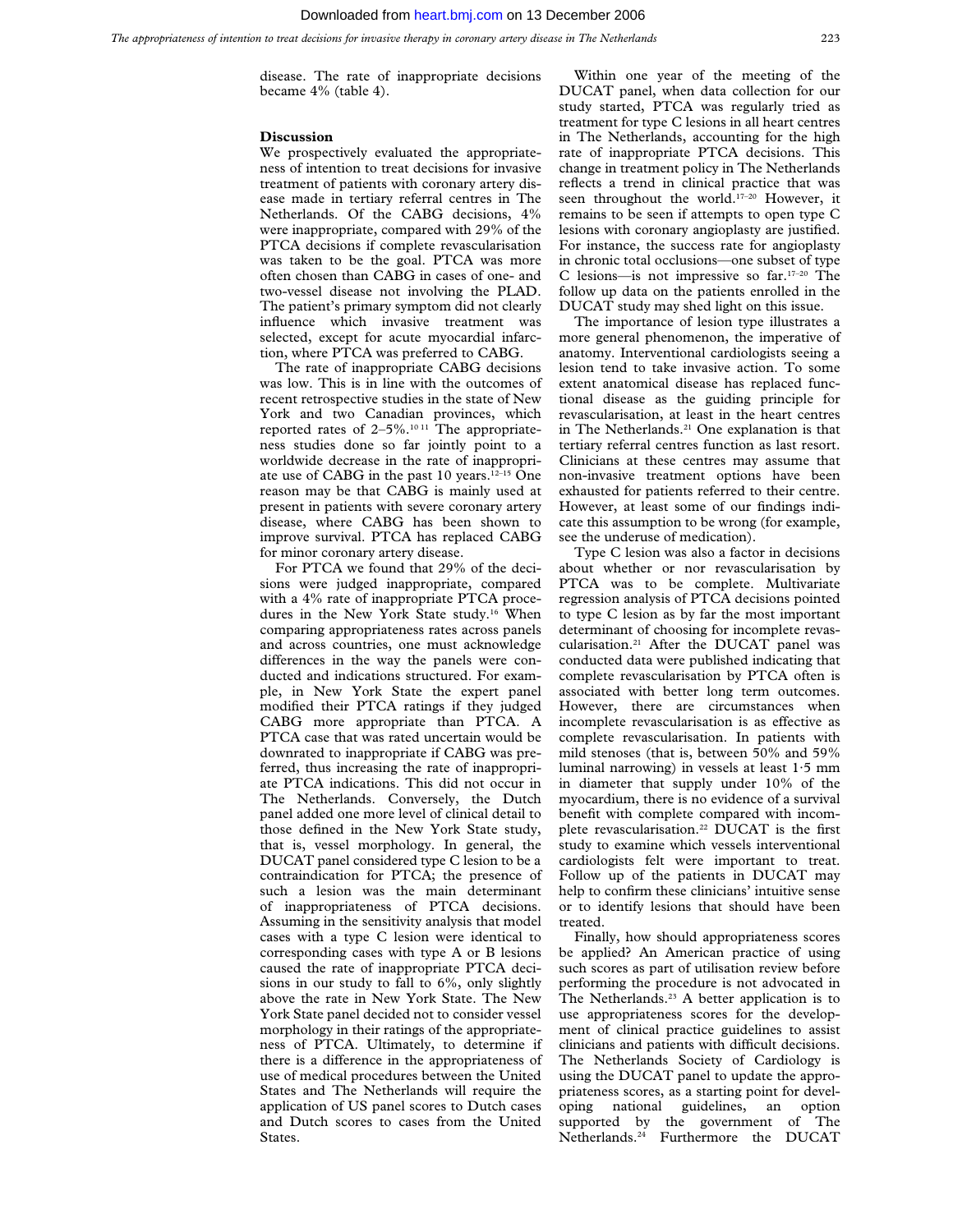disease. The rate of inappropriate decisions became 4% (table 4).

## Discussion

We prospectively evaluated the appropriateness of intention to treat decisions for invasive treatment of patients with coronary artery disease made in tertiary referral centres in The Netherlands. Of the CABG decisions, 4% were inappropriate, compared with 29% of the PTCA decisions if complete revascularisation was taken to be the goal. PTCA was more often chosen than CABG in cases of one- and two-vessel disease not involving the PLAD. The patient's primary symptom did not clearly influence which invasive treatment was selected, except for acute myocardial infarction, where PTCA was preferred to CABG.

The rate of inappropriate CABG decisions was low. This is in line with the outcomes of recent retrospective studies in the state of New York and two Canadian provinces, which reported rates of 2–5%.[10 11] The appropriateness studies done so far jointly point to a worldwide decrease in the rate of inappropriate use of CABG in the past 10 years.[12–15] One reason may be that CABG is mainly used at present in patients with severe coronary artery disease, where CABG has been shown to improve survival. PTCA has replaced CABG for minor coronary artery disease.

For PTCA we found that 29% of the decisions were judged inappropriate, compared with a 4% rate of inappropriate PTCA procedures in the New York State study.[16] When comparing appropriateness rates across panels and across countries, one must acknowledge differences in the way the panels were conducted and indications structured. For example, in New York State the expert panel modified their PTCA ratings if they judged CABG more appropriate than PTCA. A PTCA case that was rated uncertain would be downrated to inappropriate if CABG was preferred, thus increasing the rate of inappropriate PTCA indications. This did not occur in The Netherlands. Conversely, the Dutch panel added one more level of clinical detail to those defined in the New York State study, that is, vessel morphology. In general, the DUCAT panel considered type C lesion to be a contraindication for PTCA; the presence of such a lesion was the main determinant of inappropriateness of PTCA decisions. Assuming in the sensitivity analysis that model cases with a type C lesion were identical to corresponding cases with type A or B lesions caused the rate of inappropriate PTCA decisions in our study to fall to 6%, only slightly above the rate in New York State. The New York State panel decided not to consider vessel morphology in their ratings of the appropriateness of PTCA. Ultimately, to determine if there is a difference in the appropriateness of use of medical procedures between the United States and The Netherlands will require the application of US panel scores to Dutch cases and Dutch scores to cases from the United States.

Within one year of the meeting of the DUCAT panel, when data collection for our study started, PTCA was regularly tried as treatment for type C lesions in all heart centres in The Netherlands, accounting for the high rate of inappropriate PTCA decisions. This change in treatment policy in The Netherlands reflects a trend in clinical practice that was seen throughout the world.[17–20] However, it remains to be seen if attempts to open type C lesions with coronary angioplasty are justified. For instance, the success rate for angioplasty in chronic total occlusions—one subset of type C lesions—is not impressive so far.[17–20] The follow up data on the patients enrolled in the DUCAT study may shed light on this issue.

The importance of lesion type illustrates a more general phenomenon, the imperative of anatomy. Interventional cardiologists seeing a lesion tend to take invasive action. To some extent anatomical disease has replaced functional disease as the guiding principle for revascularisation, at least in the heart centres in The Netherlands.[21] One explanation is that tertiary referral centres function as last resort. Clinicians at these centres may assume that non-invasive treatment options have been exhausted for patients referred to their centre. However, at least some of our findings indicate this assumption to be wrong (for example, see the underuse of medication).

Type C lesion was also a factor in decisions about whether or nor revascularisation by PTCA was to be complete. Multivariate regression analysis of PTCA decisions pointed to type C lesion as by far the most important determinant of choosing for incomplete revascularisation.[21] After the DUCAT panel was conducted data were published indicating that complete revascularisation by PTCA often is associated with better long term outcomes. However, there are circumstances when incomplete revascularisation is as effective as complete revascularisation. In patients with mild stenoses (that is, between 50% and 59% luminal narrowing) in vessels at least 1·5 mm in diameter that supply under 10% of the myocardium, there is no evidence of a survival benefit with complete compared with incomplete revascularisation.[22] DUCAT is the first study to examine which vessels interventional cardiologists felt were important to treat. Follow up of the patients in DUCAT may help to confirm these clinicians' intuitive sense or to identify lesions that should have been treated.

Finally, how should appropriateness scores be applied? An American practice of using such scores as part of utilisation review before performing the procedure is not advocated in The Netherlands.[23] A better application is to use appropriateness scores for the development of clinical practice guidelines to assist clinicians and patients with difficult decisions. The Netherlands Society of Cardiology is using the DUCAT panel to update the appropriateness scores, as a starting point for developing national guidelines, an option supported by the government of The Netherlands.[24] Furthermore the DUCAT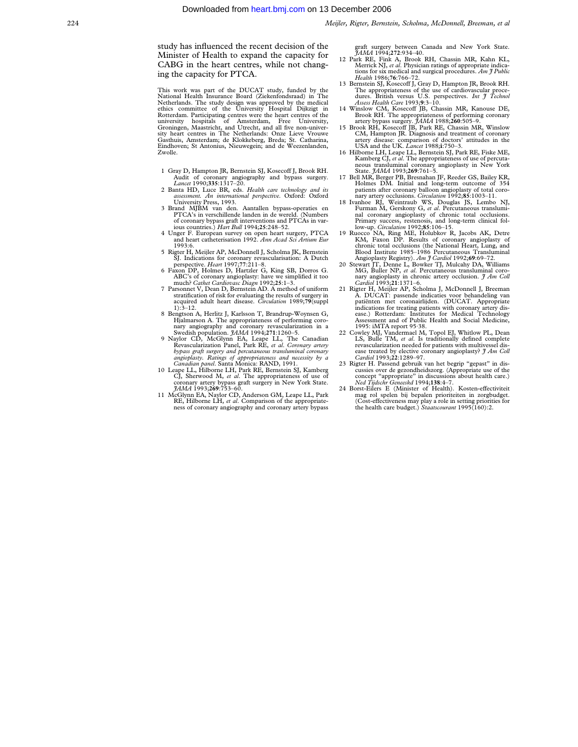study has influenced the recent decision of the Minister of Health to expand the capacity for CABG in the heart centres, while not changing the capacity for PTCA.

This work was part of the DUCAT study, funded by the National Health Insurance Board (Ziekenfondsraad) in The Netherlands. The study design was approved by the medical ethics committee of the University Hospital Dijkzigt in Rotterdam. Participating centres were the heart centres of the university hospitals of Amsterdam, Free University, Groningen, Maastricht, and Utrecht, and all five non-university heart centres in The Netherlands: Onze Lieve Vrouwe Gasthuis, Amsterdam; de Klokkeberg, Breda; St. Catharina, Eindhoven; St Antonius, Nieuwegein; and de Weezenlanden, Zwolle.

1. Gray D, Hampton JR, Bernstein SJ, Kosecoff J, Brook RH. Audit of coronary angiography and bypass surgery. *Lancet* 1990;**335**:1317–20.
2. Banta HD, Luce BR, eds. *Health care technology and its assessment. An international perspective*. Oxford: Oxford University Press, 1993.
3. Brand MJBM van den. Aantallen bypass-operaties en PTCA's in verschillende landen in de wereld. (Numbers of coronary bypass graft interventions and PTCAs in various countries.) *Hart Bull* 1994;**25**:248–52.
4. Unger F. European survey on open heart surgery, PTCA and heart catheterisation 1992. *Ann Acad Sci Artium Eur* 1993:6.
5. Rigter H, Meijler AP, McDonnell J, Scholma JK, Bernstein SJ. Indications for coronary revascularisation: A Dutch perspective. *Heart* 1997;**77**:211–8.
6. Faxon DP, Holmes D, Hartzler G, King SB, Dorros G. ABC's of coronary angioplasty: have we simplified it too much? *Cathet Cardiovasc Diagn* 1992;**25**:1–3.
7. Parsonnet V, Dean D, Bernstein AD. A method of uniform stratification of risk for evaluating the results of surgery in acquired adult heart disease. *Circulation* 1989;**79**(suppl 1):3–12.
8. Bengtson A, Herlitz J, Karlsson T, Brandrup-Woynsen G, Hjalmarson A. The appropriateness of performing coronary angiography and coronary revascularization in a Swedish population. *JAMA* 1994;**271**:1260–5.
9. Naylor CD, McGlynn EA, Leape LL, The Canadian Revascularization Panel, Park RE, *et al*. *Coronary artery bypass graft surgery and percutaneous transluminal coronary angioplasty. Ratings of appropriateness and necessity by a Canadian panel*. Santa Monica: RAND, 1991.
10. Leape LL, Hilborne LH, Park RE, Bernstein SJ, Kamberg CJ, Sherwood M, *et al*. The appropriateness of use of coronary artery bypass graft surgery in New York State. *JAMA* 1993;**269**:753–60.
11. McGlynn EA, Naylor CD, Anderson GM, Leape LL, Park RE, Hilborne LH, *et al*. Comparison of the appropriateness of coronary angiography and coronary artery bypass graft surgery between Canada and New York State. *JAMA* 1994;**272**:934–40.
12. Park RE, Fink A, Brook RH, Chassin MR, Kahn KL, Merrick NJ, *et al*. Physician ratings of appropriate indications for six medical and surgical procedures. *Am J Public Health* 1986;**76**:766–72.
13. Bernstein SJ, Kosecoff J, Gray D, Hampton JR, Brook RH. The appropriateness of the use of cardiovascular procedures. British versus U.S. perspectives. *Int J Technol Assess Health Care* 1993;**9**:3–10.
14. Winslow CM, Kosecoff JB, Chassin MR, Kanouse DE, Brook RH. The appropriateness of performing coronary artery bypass surgery. *JAMA* 1988;**260**:505–9.
15. Brook RH, Kosecoff JB, Park RE, Chassin MR, Winslow CM, Hampton JR. Diagnosis and treatment of coronary artery disease: comparison of doctors' attitudes in the USA and the UK. *Lancet* 1988;**i**:750–3.
16. Hilborne LH, Leape LL, Bernstein SJ, Park RE, Fiske ME, Kamberg CJ, *et al*. The appropriateness of use of percutaneous transluminal coronary angioplasty in New York State. *JAMA* 1993;**269**:761–5.
17. Bell MR, Berger PB, Bresnahan JF, Reeder GS, Bailey KR, Holmes DM. Initial and long-term outcome of 354 patients after coronary balloon angioplasty of total coronary artery occlusions. *Circulation* 1992;**85**:1003–11.
18. Ivanhoe RJ, Weintraub WS, Douglas JS, Lembo NJ, Furman M, Gershony G, *et al*. Percutaneous transluminal coronary angioplasty of chronic total occlusions. Primary success, restenosis, and long-term clinical follow-up. *Circulation* 1992;**85**:106–15.
19. Ruocco NA, Ring ME, Holubkov R, Jacobs AK, Detre KM, Faxon DP. Results of coronary angioplasty of chronic total occlusions (the National Heart, Lung, and Blood Institute 1985–1986 Percutaneous Transluminal Angioplasty Registry). *Am J Cardiol* 1992;**69**:69–72.
20. Stewart JT, Denne L, Bowker TJ, Mulcahy DA, Williams MG, Buller NP, *et al*. Percutaneous transluminal coronary angioplasty in chronic artery occlusion. *J Am Coll Cardiol* 1993;**21**:1371–6.
21. Rigter H, Meijler AP, Scholma J, McDonnell J, Breeman A. DUCAT: passende indicaties voor behandeling van patiënten met coronairlijden. (DUCAT. Appropriate indications for treating patients with coronary artery disease.) Rotterdam: Institutes for Medical Technology Assessment and of Public Health and Social Medicine, 1995: iMTA report 95·38.
22. Cowley MJ, Vandermael M, Topol EJ, Whitlow PL, Dean LS, Bulle TM, *et al*. Is traditionally defined complete revascularization needed for patients with multivessel disease treated by elective coronary angioplasty? *J Am Coll Cardiol* 1993;**22**:1289–97.
23. Rigter H. Passend gebruik van het begrip "gepast" in discussies over de gezondheidszorg. (Appropriate use of the concept "appropriate" in discussions about health care.) *Ned Tijdschr Geneeskd* 1994;**138**:4–7.
24. Borst-Eilers E (Minister of Health). Kosten-effectiviteit mag rol spelen bij bepalen prioriteiten in zorgbudget. (Cost-effectiveness may play a role in setting priorities for the health care budget.) *Staatscourant* 1995(160):2.